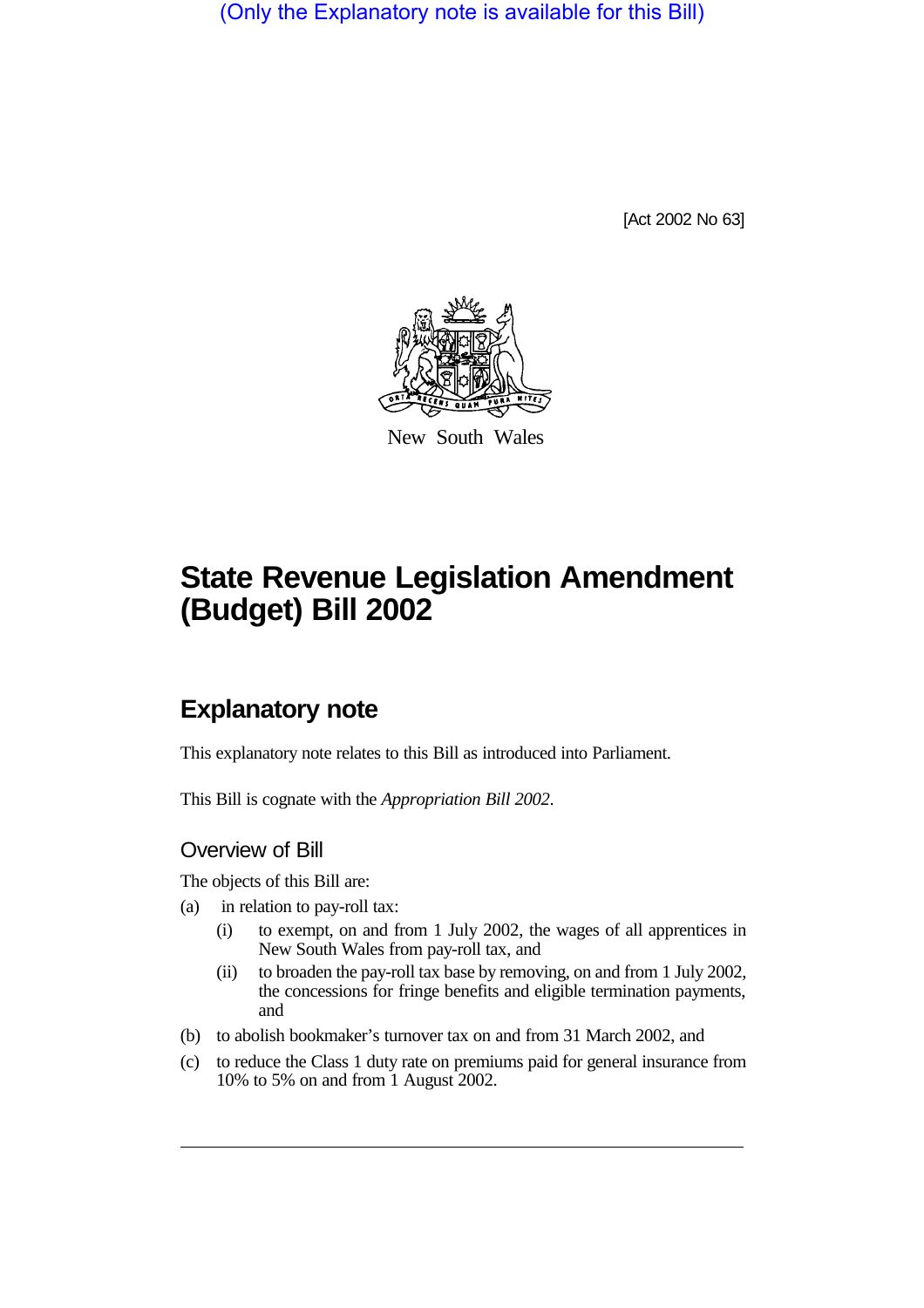(Only the Explanatory note is available for this Bill)

[Act 2002 No 63]

New South Wales

# State Revenue Legislation Amendment (Budget) Bill 2002

## Explanatory note

This explanatory note relates to this Bill as introduced into Parliament.

This Bill is cognate with the *Appropriation Bill 2002*.

### Overview of Bill

The objects of this Bill are:

(a) in relation to pay-roll tax:

(i) to exempt, on and from 1 July 2002, the wages of all apprentices in New South Wales from pay-roll tax, and

(ii) to broaden the pay-roll tax base by removing, on and from 1 July 2002, the concessions for fringe benefits and eligible termination payments, and

(b) to abolish bookmaker's turnover tax on and from 31 March 2002, and

(c) to reduce the Class 1 duty rate on premiums paid for general insurance from 10% to 5% on and from 1 August 2002.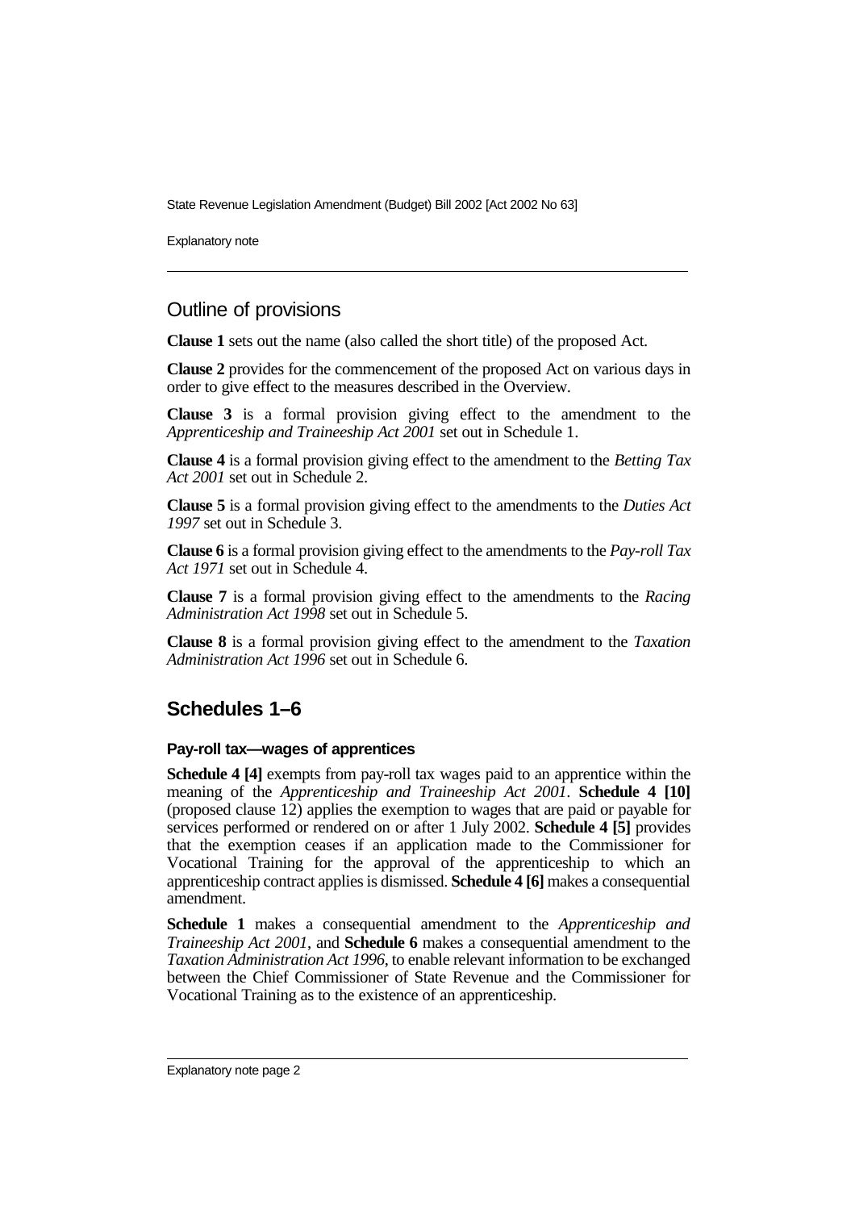## Outline of provisions

**Clause 1** sets out the name (also called the short title) of the proposed Act.

**Clause 2** provides for the commencement of the proposed Act on various days in order to give effect to the measures described in the Overview.

**Clause 3** is a formal provision giving effect to the amendment to the *Apprenticeship and Traineeship Act 2001* set out in Schedule 1.

**Clause 4** is a formal provision giving effect to the amendment to the *Betting Tax Act 2001* set out in Schedule 2.

**Clause 5** is a formal provision giving effect to the amendments to the *Duties Act 1997* set out in Schedule 3.

**Clause 6** is a formal provision giving effect to the amendments to the *Pay-roll Tax Act 1971* set out in Schedule 4.

**Clause 7** is a formal provision giving effect to the amendments to the *Racing Administration Act 1998* set out in Schedule 5.

**Clause 8** is a formal provision giving effect to the amendment to the *Taxation Administration Act 1996* set out in Schedule 6.

## Schedules 1–6

#### Pay-roll tax—wages of apprentices

**Schedule 4 [4]** exempts from pay-roll tax wages paid to an apprentice within the meaning of the *Apprenticeship and Traineeship Act 2001*. **Schedule 4 [10]** (proposed clause 12) applies the exemption to wages that are paid or payable for services performed or rendered on or after 1 July 2002. **Schedule 4 [5]** provides that the exemption ceases if an application made to the Commissioner for Vocational Training for the approval of the apprenticeship to which an apprenticeship contract applies is dismissed. **Schedule 4 [6]** makes a consequential amendment.

**Schedule 1** makes a consequential amendment to the *Apprenticeship and Traineeship Act 2001*, and **Schedule 6** makes a consequential amendment to the *Taxation Administration Act 1996*, to enable relevant information to be exchanged between the Chief Commissioner of State Revenue and the Commissioner for Vocational Training as to the existence of an apprenticeship.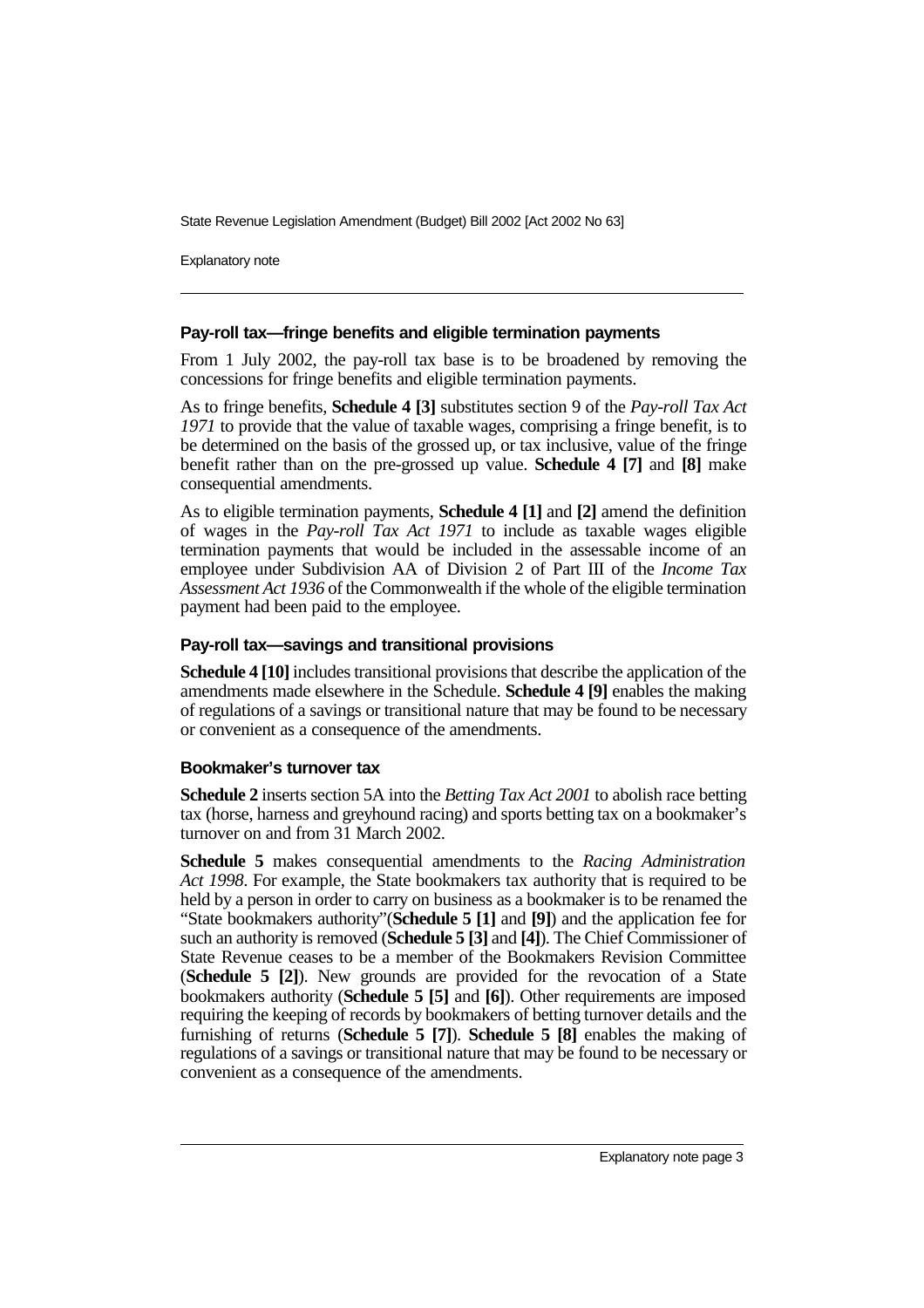### Pay-roll tax—fringe benefits and eligible termination payments

From 1 July 2002, the pay-roll tax base is to be broadened by removing the concessions for fringe benefits and eligible termination payments.

As to fringe benefits, **Schedule 4 [3]** substitutes section 9 of the *Pay-roll Tax Act 1971* to provide that the value of taxable wages, comprising a fringe benefit, is to be determined on the basis of the grossed up, or tax inclusive, value of the fringe benefit rather than on the pre-grossed up value. **Schedule 4 [7]** and **[8]** make consequential amendments.

As to eligible termination payments, **Schedule 4 [1]** and **[2]** amend the definition of wages in the *Pay-roll Tax Act 1971* to include as taxable wages eligible termination payments that would be included in the assessable income of an employee under Subdivision AA of Division 2 of Part III of the *Income Tax Assessment Act 1936* of the Commonwealth if the whole of the eligible termination payment had been paid to the employee.

### Pay-roll tax—savings and transitional provisions

**Schedule 4 [10]** includes transitional provisions that describe the application of the amendments made elsewhere in the Schedule. **Schedule 4 [9]** enables the making of regulations of a savings or transitional nature that may be found to be necessary or convenient as a consequence of the amendments.

### Bookmaker's turnover tax

**Schedule 2** inserts section 5A into the *Betting Tax Act 2001* to abolish race betting tax (horse, harness and greyhound racing) and sports betting tax on a bookmaker's turnover on and from 31 March 2002.

**Schedule 5** makes consequential amendments to the *Racing Administration Act 1998*. For example, the State bookmakers tax authority that is required to be held by a person in order to carry on business as a bookmaker is to be renamed the "State bookmakers authority"(**Schedule 5 [1]** and **[9]**) and the application fee for such an authority is removed (**Schedule 5 [3]** and **[4]**). The Chief Commissioner of State Revenue ceases to be a member of the Bookmakers Revision Committee (**Schedule 5 [2]**). New grounds are provided for the revocation of a State bookmakers authority (**Schedule 5 [5]** and **[6]**). Other requirements are imposed requiring the keeping of records by bookmakers of betting turnover details and the furnishing of returns (**Schedule 5 [7]**). **Schedule 5 [8]** enables the making of regulations of a savings or transitional nature that may be found to be necessary or convenient as a consequence of the amendments.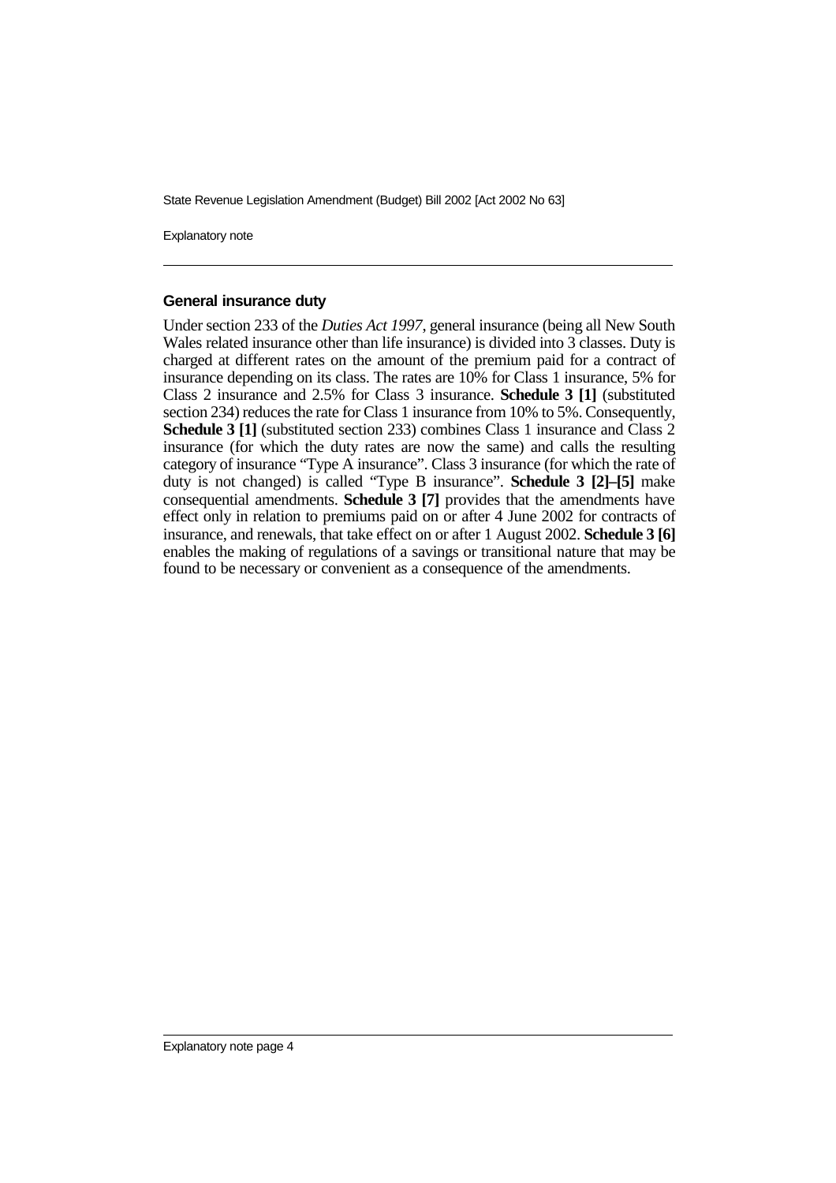### General insurance duty

Under section 233 of the *Duties Act 1997*, general insurance (being all New South Wales related insurance other than life insurance) is divided into 3 classes. Duty is charged at different rates on the amount of the premium paid for a contract of insurance depending on its class. The rates are 10% for Class 1 insurance, 5% for Class 2 insurance and 2.5% for Class 3 insurance. **Schedule 3 [1]** (substituted section 234) reduces the rate for Class 1 insurance from 10% to 5%. Consequently, **Schedule 3 [1]** (substituted section 233) combines Class 1 insurance and Class 2 insurance (for which the duty rates are now the same) and calls the resulting category of insurance "Type A insurance". Class 3 insurance (for which the rate of duty is not changed) is called "Type B insurance". **Schedule 3 [2]–[5]** make consequential amendments. **Schedule 3 [7]** provides that the amendments have effect only in relation to premiums paid on or after 4 June 2002 for contracts of insurance, and renewals, that take effect on or after 1 August 2002. **Schedule 3 [6]** enables the making of regulations of a savings or transitional nature that may be found to be necessary or convenient as a consequence of the amendments.